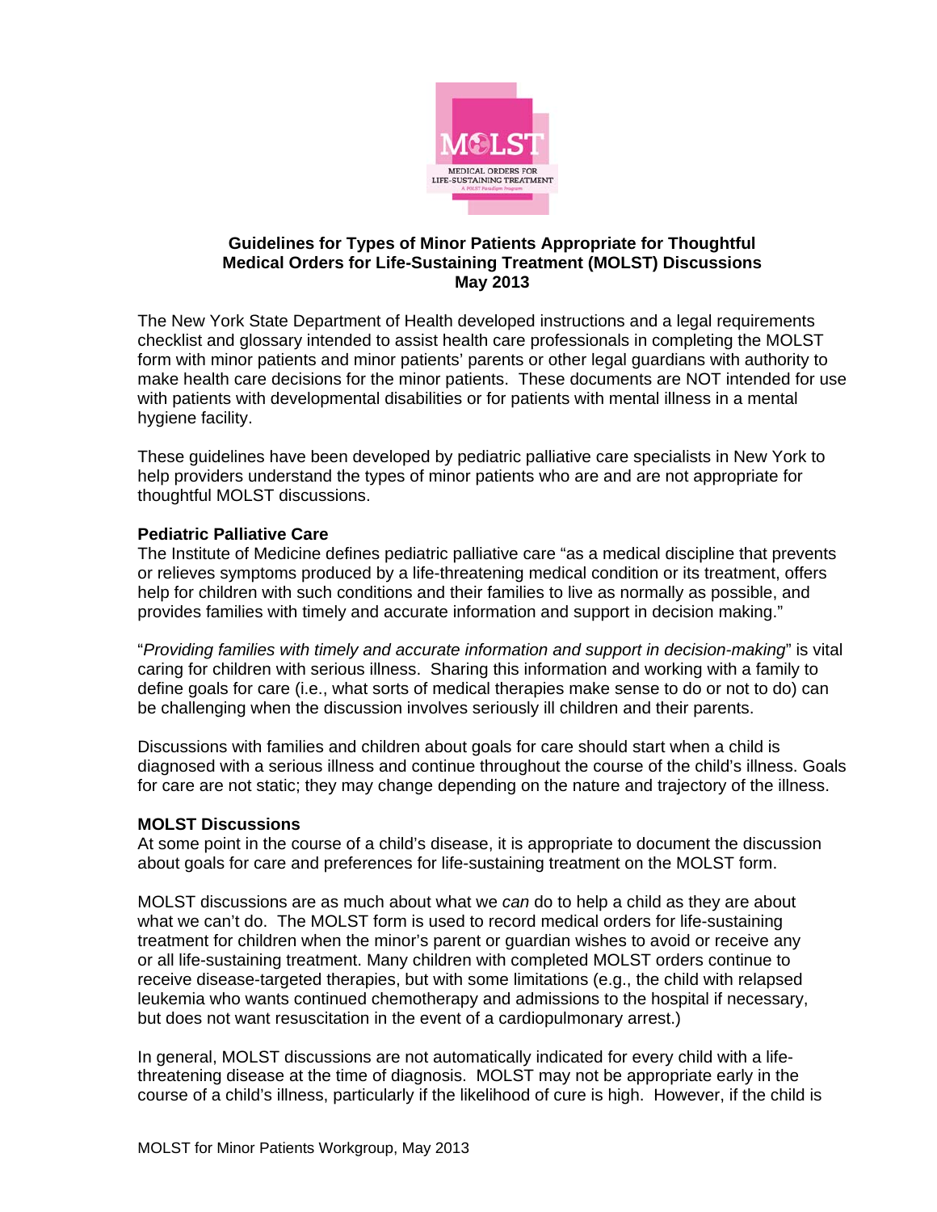# Guidelines for Types of Minor Patients Appropriate for Thoughtful Medical Orders for Life-Sustaining Treatment (MOLST) Discussions
**May 2013**

The New York State Department of Health developed instructions and a legal requirements checklist and glossary intended to assist health care professionals in completing the MOLST form with minor patients and minor patients' parents or other legal guardians with authority to make health care decisions for the minor patients. These documents are NOT intended for use with patients with developmental disabilities or for patients with mental illness in a mental hygiene facility.

These guidelines have been developed by pediatric palliative care specialists in New York to help providers understand the types of minor patients who are and are not appropriate for thoughtful MOLST discussions.

### Pediatric Palliative Care

The Institute of Medicine defines pediatric palliative care "as a medical discipline that prevents or relieves symptoms produced by a life-threatening medical condition or its treatment, offers help for children with such conditions and their families to live as normally as possible, and provides families with timely and accurate information and support in decision making."

"*Providing families with timely and accurate information and support in decision-making*" is vital caring for children with serious illness. Sharing this information and working with a family to define goals for care (i.e., what sorts of medical therapies make sense to do or not to do) can be challenging when the discussion involves seriously ill children and their parents.

Discussions with families and children about goals for care should start when a child is diagnosed with a serious illness and continue throughout the course of the child's illness. Goals for care are not static; they may change depending on the nature and trajectory of the illness.

### MOLST Discussions

At some point in the course of a child's disease, it is appropriate to document the discussion about goals for care and preferences for life-sustaining treatment on the MOLST form.

MOLST discussions are as much about what we *can* do to help a child as they are about what we can't do. The MOLST form is used to record medical orders for life-sustaining treatment for children when the minor's parent or guardian wishes to avoid or receive any or all life-sustaining treatment. Many children with completed MOLST orders continue to receive disease-targeted therapies, but with some limitations (e.g., the child with relapsed leukemia who wants continued chemotherapy and admissions to the hospital if necessary, but does not want resuscitation in the event of a cardiopulmonary arrest.)

In general, MOLST discussions are not automatically indicated for every child with a life-threatening disease at the time of diagnosis. MOLST may not be appropriate early in the course of a child's illness, particularly if the likelihood of cure is high. However, if the child is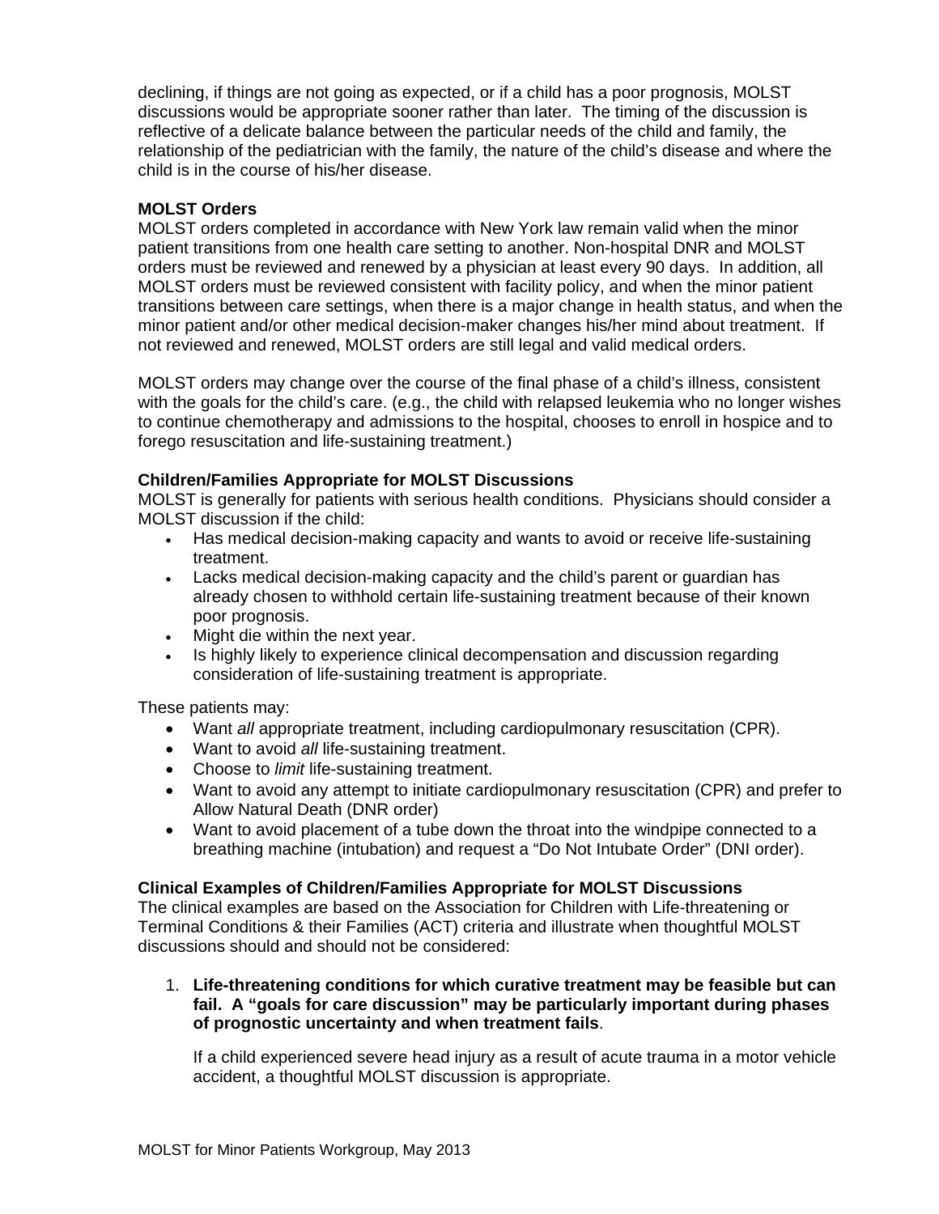declining, if things are not going as expected, or if a child has a poor prognosis, MOLST discussions would be appropriate sooner rather than later. The timing of the discussion is reflective of a delicate balance between the particular needs of the child and family, the relationship of the pediatrician with the family, the nature of the child's disease and where the child is in the course of his/her disease.

**MOLST Orders**

MOLST orders completed in accordance with New York law remain valid when the minor patient transitions from one health care setting to another. Non-hospital DNR and MOLST orders must be reviewed and renewed by a physician at least every 90 days. In addition, all MOLST orders must be reviewed consistent with facility policy, and when the minor patient transitions between care settings, when there is a major change in health status, and when the minor patient and/or other medical decision-maker changes his/her mind about treatment. If not reviewed and renewed, MOLST orders are still legal and valid medical orders.

MOLST orders may change over the course of the final phase of a child's illness, consistent with the goals for the child's care. (e.g., the child with relapsed leukemia who no longer wishes to continue chemotherapy and admissions to the hospital, chooses to enroll in hospice and to forego resuscitation and life-sustaining treatment.)

**Children/Families Appropriate for MOLST Discussions**

MOLST is generally for patients with serious health conditions. Physicians should consider a MOLST discussion if the child:

- Has medical decision-making capacity and wants to avoid or receive life-sustaining treatment.
- Lacks medical decision-making capacity and the child's parent or guardian has already chosen to withhold certain life-sustaining treatment because of their known poor prognosis.
- Might die within the next year.
- Is highly likely to experience clinical decompensation and discussion regarding consideration of life-sustaining treatment is appropriate.

These patients may:

- Want *all* appropriate treatment, including cardiopulmonary resuscitation (CPR).
- Want to avoid *all* life-sustaining treatment.
- Choose to *limit* life-sustaining treatment.
- Want to avoid any attempt to initiate cardiopulmonary resuscitation (CPR) and prefer to Allow Natural Death (DNR order)
- Want to avoid placement of a tube down the throat into the windpipe connected to a breathing machine (intubation) and request a "Do Not Intubate Order" (DNI order).

**Clinical Examples of Children/Families Appropriate for MOLST Discussions**

The clinical examples are based on the Association for Children with Life-threatening or Terminal Conditions & their Families (ACT) criteria and illustrate when thoughtful MOLST discussions should and should not be considered:

1. **Life-threatening conditions for which curative treatment may be feasible but can fail. A "goals for care discussion" may be particularly important during phases of prognostic uncertainty and when treatment fails**.

   If a child experienced severe head injury as a result of acute trauma in a motor vehicle accident, a thoughtful MOLST discussion is appropriate.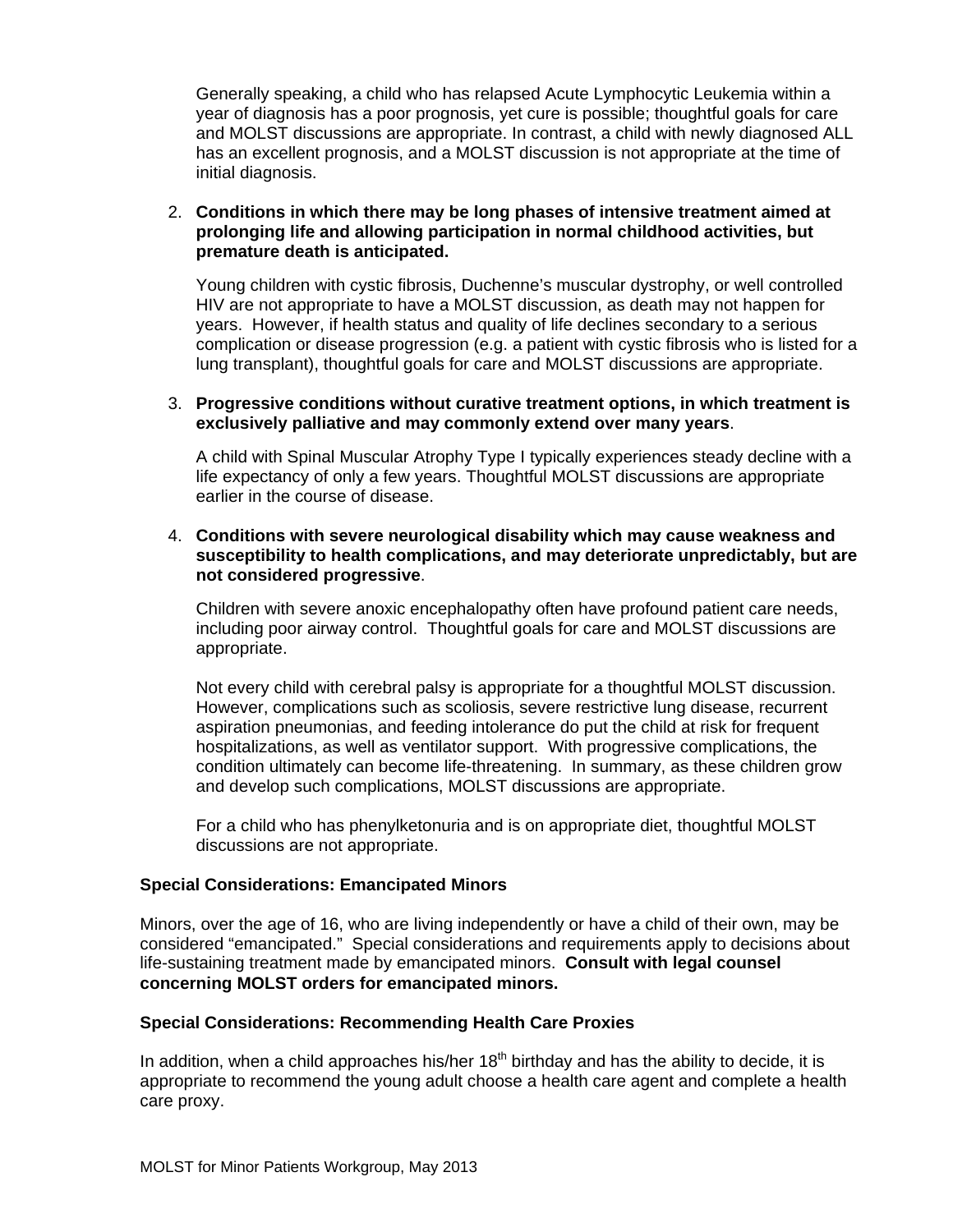Generally speaking, a child who has relapsed Acute Lymphocytic Leukemia within a year of diagnosis has a poor prognosis, yet cure is possible; thoughtful goals for care and MOLST discussions are appropriate. In contrast, a child with newly diagnosed ALL has an excellent prognosis, and a MOLST discussion is not appropriate at the time of initial diagnosis.

2. **Conditions in which there may be long phases of intensive treatment aimed at prolonging life and allowing participation in normal childhood activities, but premature death is anticipated.**

   Young children with cystic fibrosis, Duchenne's muscular dystrophy, or well controlled HIV are not appropriate to have a MOLST discussion, as death may not happen for years. However, if health status and quality of life declines secondary to a serious complication or disease progression (e.g. a patient with cystic fibrosis who is listed for a lung transplant), thoughtful goals for care and MOLST discussions are appropriate.

3. **Progressive conditions without curative treatment options, in which treatment is exclusively palliative and may commonly extend over many years**.

   A child with Spinal Muscular Atrophy Type I typically experiences steady decline with a life expectancy of only a few years. Thoughtful MOLST discussions are appropriate earlier in the course of disease.

4. **Conditions with severe neurological disability which may cause weakness and susceptibility to health complications, and may deteriorate unpredictably, but are not considered progressive**.

   Children with severe anoxic encephalopathy often have profound patient care needs, including poor airway control. Thoughtful goals for care and MOLST discussions are appropriate.

   Not every child with cerebral palsy is appropriate for a thoughtful MOLST discussion. However, complications such as scoliosis, severe restrictive lung disease, recurrent aspiration pneumonias, and feeding intolerance do put the child at risk for frequent hospitalizations, as well as ventilator support. With progressive complications, the condition ultimately can become life-threatening. In summary, as these children grow and develop such complications, MOLST discussions are appropriate.

   For a child who has phenylketonuria and is on appropriate diet, thoughtful MOLST discussions are not appropriate.

**Special Considerations: Emancipated Minors**

Minors, over the age of 16, who are living independently or have a child of their own, may be considered "emancipated." Special considerations and requirements apply to decisions about life-sustaining treatment made by emancipated minors. **Consult with legal counsel concerning MOLST orders for emancipated minors.**

**Special Considerations: Recommending Health Care Proxies**

In addition, when a child approaches his/her 18th birthday and has the ability to decide, it is appropriate to recommend the young adult choose a health care agent and complete a health care proxy.

MOLST for Minor Patients Workgroup, May 2013